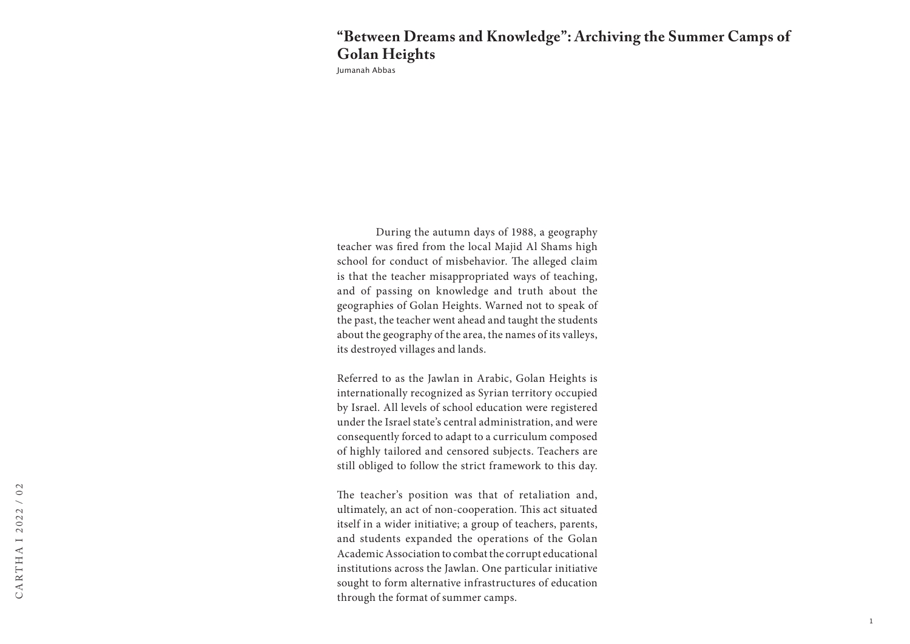# "Between Dreams and Knowledge": Archiving the Summer Camps of Golan Heights

Jumanah Abbas

During the autumn days of 1988, a geography teacher was fired from the local Majid Al Shams high school for conduct of misbehavior. The alleged claim is that the teacher misappropriated ways of teaching, and of passing on knowledge and truth about the geographies of Golan Heights. Warned not to speak of the past, the teacher went ahead and taught the students about the geography of the area, the names of its valleys, its destroyed villages and lands.

Referred to as the Jawlan in Arabic, Golan Heights is internationally recognized as Syrian territory occupied by Israel. All levels of school education were registered under the Israel state's central administration, and were consequently forced to adapt to a curriculum composed of highly tailored and censored subjects. Teachers are still obliged to follow the strict framework to this day.

The teacher's position was that of retaliation and, ultimately, an act of non-cooperation. This act situated itself in a wider initiative; a group of teachers, parents, and students expanded the operations of the Golan Academic Association to combat the corrupt educational institutions across the Jawlan. One particular initiative sought to form alternative infrastructures of education through the format of summer camps.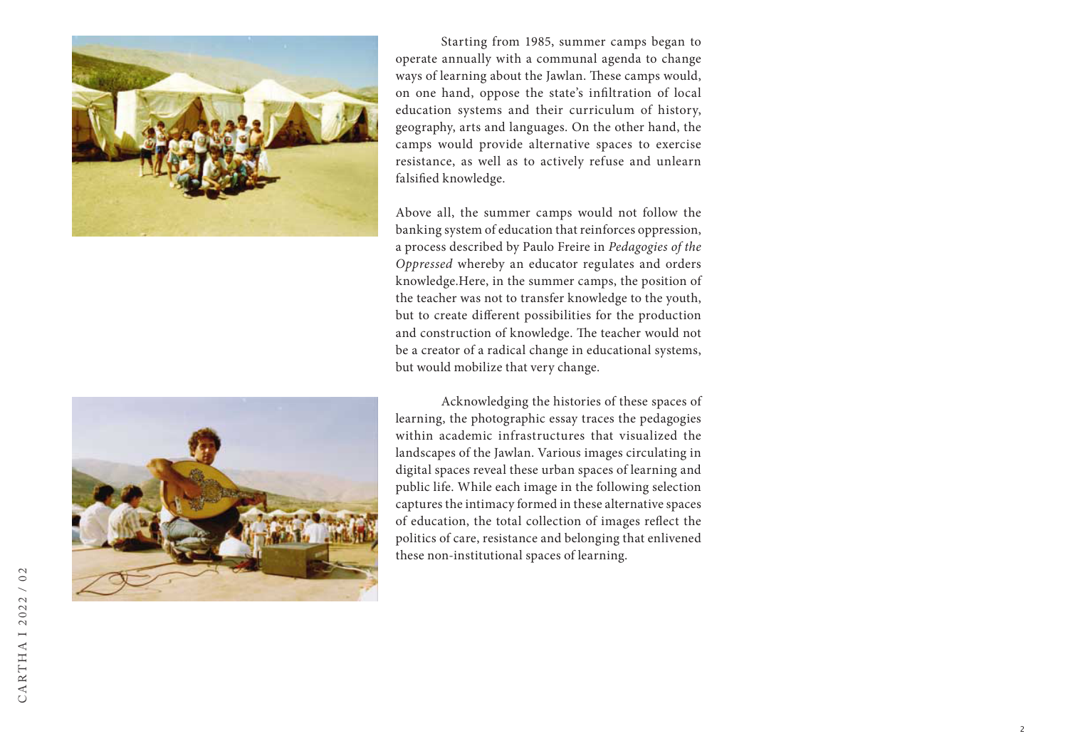Starting from 1985, summer camps began to operate annually with a communal agenda to change ways of learning about the Jawlan. These camps would, on one hand, oppose the state's infiltration of local education systems and their curriculum of history, geography, arts and languages. On the other hand, the camps would provide alternative spaces to exercise resistance, as well as to actively refuse and unlearn falsified knowledge.

Above all, the summer camps would not follow the banking system of education that reinforces oppression, a process described by Paulo Freire in *Pedagogies of the Oppressed* whereby an educator regulates and orders knowledge.Here, in the summer camps, the position of the teacher was not to transfer knowledge to the youth, but to create different possibilities for the production and construction of knowledge. The teacher would not be a creator of a radical change in educational systems, but would mobilize that very change.

Acknowledging the histories of these spaces of learning, the photographic essay traces the pedagogies within academic infrastructures that visualized the landscapes of the Jawlan. Various images circulating in digital spaces reveal these urban spaces of learning and public life. While each image in the following selection captures the intimacy formed in these alternative spaces of education, the total collection of images reflect the politics of care, resistance and belonging that enlivened these non-institutional spaces of learning.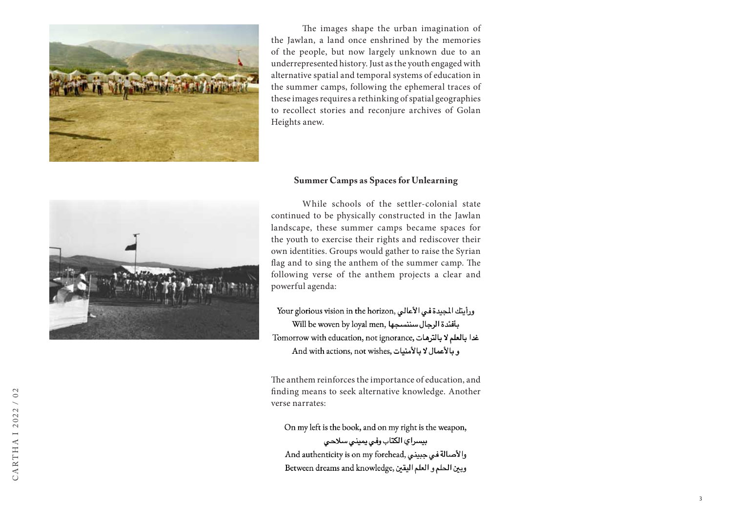The images shape the urban imagination of the Jawlan, a land once enshrined by the memories of the people, but now largely unknown due to an underrepresented history. Just as the youth engaged with alternative spatial and temporal systems of education in the summer camps, following the ephemeral traces of these images requires a rethinking of spatial geographies to recollect stories and reconjure archives of Golan Heights anew.

**Summer Camps as Spaces for Unlearning**

While schools of the settler-colonial state continued to be physically constructed in the Jawlan landscape, these summer camps became spaces for the youth to exercise their rights and rediscover their own identities. Groups would gather to raise the Syrian flag and to sing the anthem of the summer camp. The following verse of the anthem projects a clear and powerful agenda:

Your glorious vision in the horizon, ورأيتك المجيدة في الأعالي
Will be woven by loyal men, بأفئدة الرجال سننسجها
Tomorrow with education, not ignorance, غدا بالعلم لا بالترهات
And with actions, not wishes, و بالأعمال لا بالأمنيات

The anthem reinforces the importance of education, and finding means to seek alternative knowledge. Another verse narrates:

On my left is the book, and on my right is the weapon,
بيسراي الكتاب وفي يميني سلاحي
And authenticity is on my forehead, والأصالة في جبيني
Between dreams and knowledge, وبين الحلم و العلم اليقين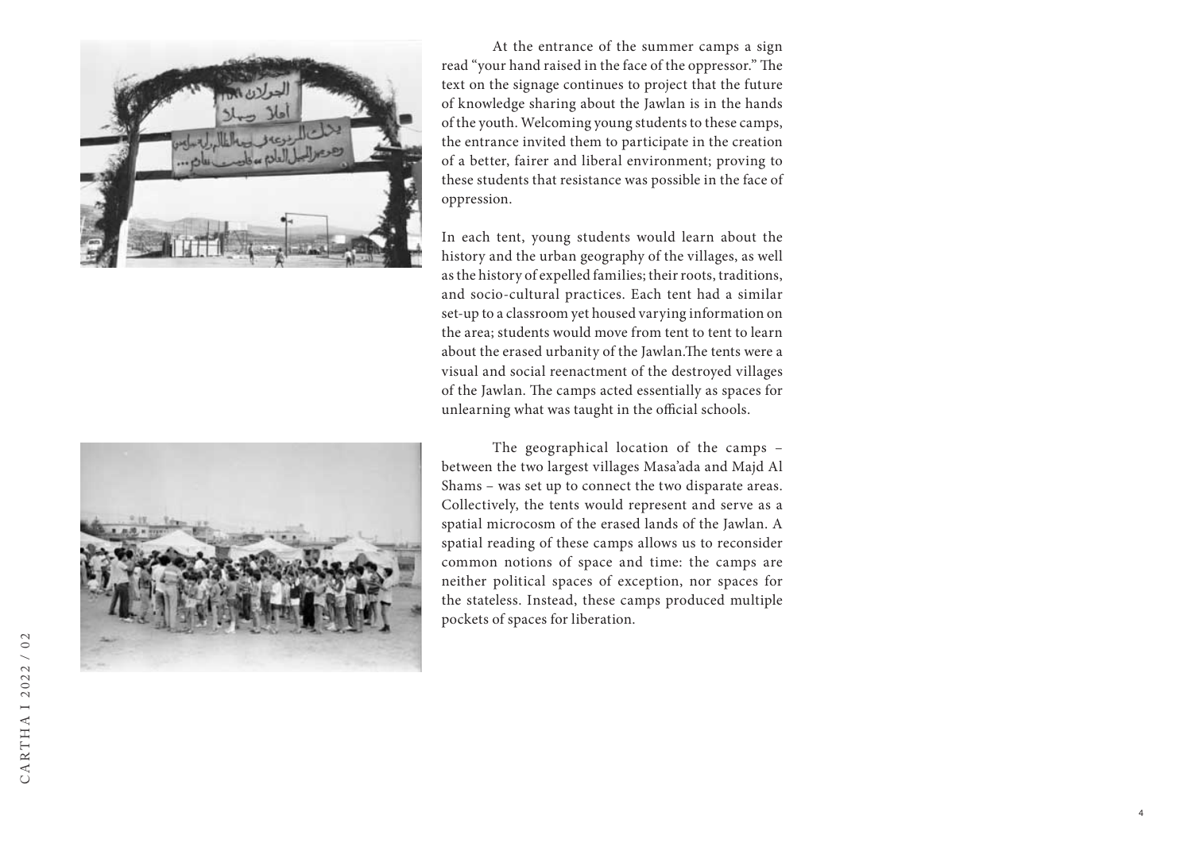At the entrance of the summer camps a sign read “your hand raised in the face of the oppressor.” The text on the signage continues to project that the future of knowledge sharing about the Jawlan is in the hands of the youth. Welcoming young students to these camps, the entrance invited them to participate in the creation of a better, fairer and liberal environment; proving to these students that resistance was possible in the face of oppression.

In each tent, young students would learn about the history and the urban geography of the villages, as well as the history of expelled families; their roots, traditions, and socio-cultural practices. Each tent had a similar set-up to a classroom yet housed varying information on the area; students would move from tent to tent to learn about the erased urbanity of the Jawlan.The tents were a visual and social reenactment of the destroyed villages of the Jawlan. The camps acted essentially as spaces for unlearning what was taught in the official schools.

The geographical location of the camps – between the two largest villages Masa’ada and Majd Al Shams – was set up to connect the two disparate areas. Collectively, the tents would represent and serve as a spatial microcosm of the erased lands of the Jawlan. A spatial reading of these camps allows us to reconsider common notions of space and time: the camps are neither political spaces of exception, nor spaces for the stateless. Instead, these camps produced multiple pockets of spaces for liberation.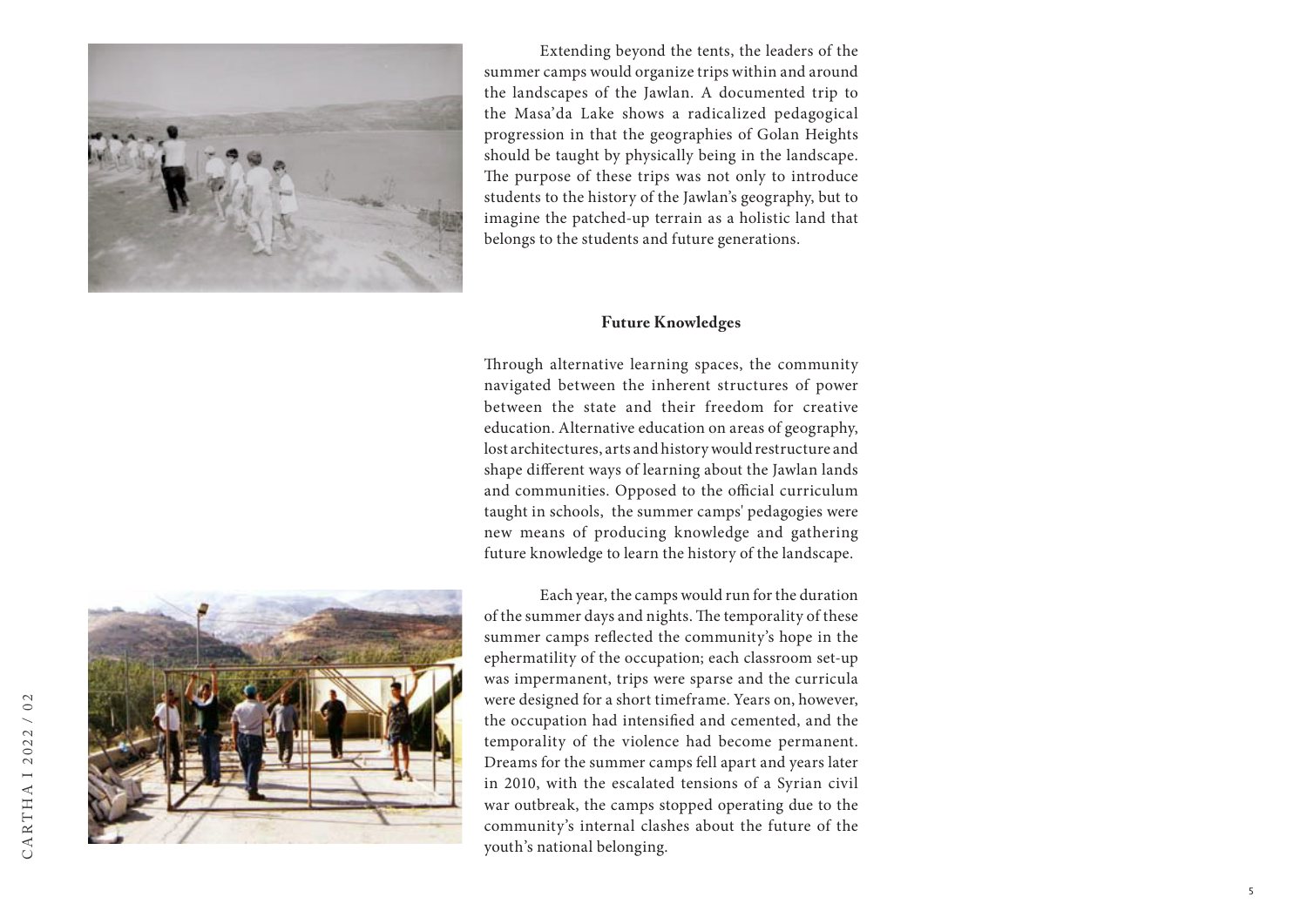Extending beyond the tents, the leaders of the summer camps would organize trips within and around the landscapes of the Jawlan. A documented trip to the Masa'da Lake shows a radicalized pedagogical progression in that the geographies of Golan Heights should be taught by physically being in the landscape. The purpose of these trips was not only to introduce students to the history of the Jawlan's geography, but to imagine the patched-up terrain as a holistic land that belongs to the students and future generations.

### Future Knowledges

Through alternative learning spaces, the community navigated between the inherent structures of power between the state and their freedom for creative education. Alternative education on areas of geography, lost architectures, arts and history would restructure and shape different ways of learning about the Jawlan lands and communities. Opposed to the official curriculum taught in schools, the summer camps' pedagogies were new means of producing knowledge and gathering future knowledge to learn the history of the landscape.

Each year, the camps would run for the duration of the summer days and nights. The temporality of these summer camps reflected the community's hope in the ephermatility of the occupation; each classroom set-up was impermanent, trips were sparse and the curricula were designed for a short timeframe. Years on, however, the occupation had intensified and cemented, and the temporality of the violence had become permanent. Dreams for the summer camps fell apart and years later in 2010, with the escalated tensions of a Syrian civil war outbreak, the camps stopped operating due to the community's internal clashes about the future of the youth's national belonging.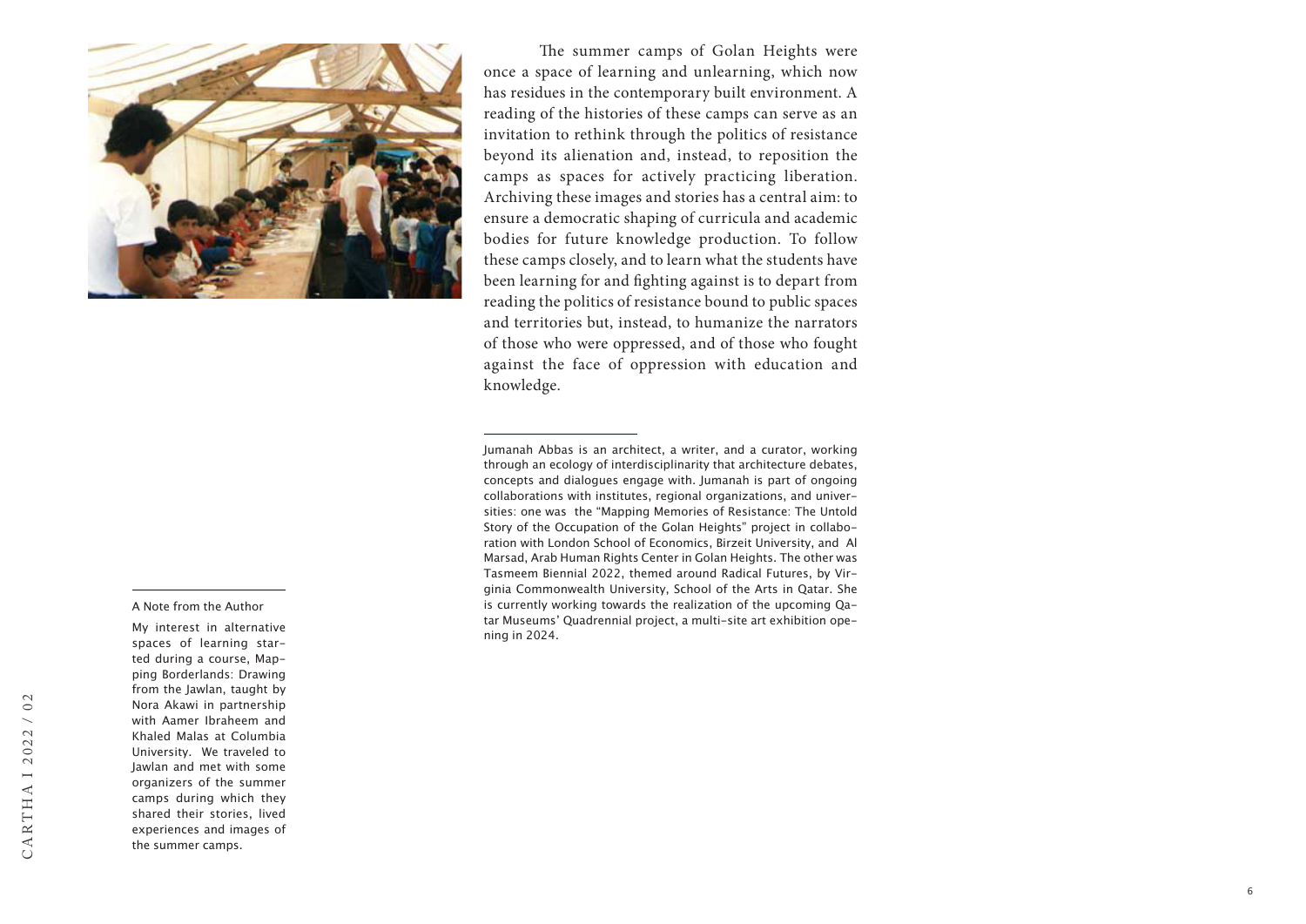The summer camps of Golan Heights were once a space of learning and unlearning, which now has residues in the contemporary built environment. A reading of the histories of these camps can serve as an invitation to rethink through the politics of resistance beyond its alienation and, instead, to reposition the camps as spaces for actively practicing liberation. Archiving these images and stories has a central aim: to ensure a democratic shaping of curricula and academic bodies for future knowledge production. To follow these camps closely, and to learn what the students have been learning for and fighting against is to depart from reading the politics of resistance bound to public spaces and territories but, instead, to humanize the narrators of those who were oppressed, and of those who fought against the face of oppression with education and knowledge.

---

Jumanah Abbas is an architect, a writer, and a curator, working through an ecology of interdisciplinarity that architecture debates, concepts and dialogues engage with. Jumanah is part of ongoing collaborations with institutes, regional organizations, and universities: one was the "Mapping Memories of Resistance: The Untold Story of the Occupation of the Golan Heights" project in collaboration with London School of Economics, Birzeit University, and Al Marsad, Arab Human Rights Center in Golan Heights. The other was Tasmeem Biennial 2022, themed around Radical Futures, by Virginia Commonwealth University, School of the Arts in Qatar. She is currently working towards the realization of the upcoming Qatar Museums' Quadrennial project, a multi-site art exhibition opening in 2024.

---

A Note from the Author

My interest in alternative spaces of learning started during a course, Mapping Borderlands: Drawing from the Jawlan, taught by Nora Akawi in partnership with Aamer Ibraheem and Khaled Malas at Columbia University. We traveled to Jawlan and met with some organizers of the summer camps during which they shared their stories, lived experiences and images of the summer camps.